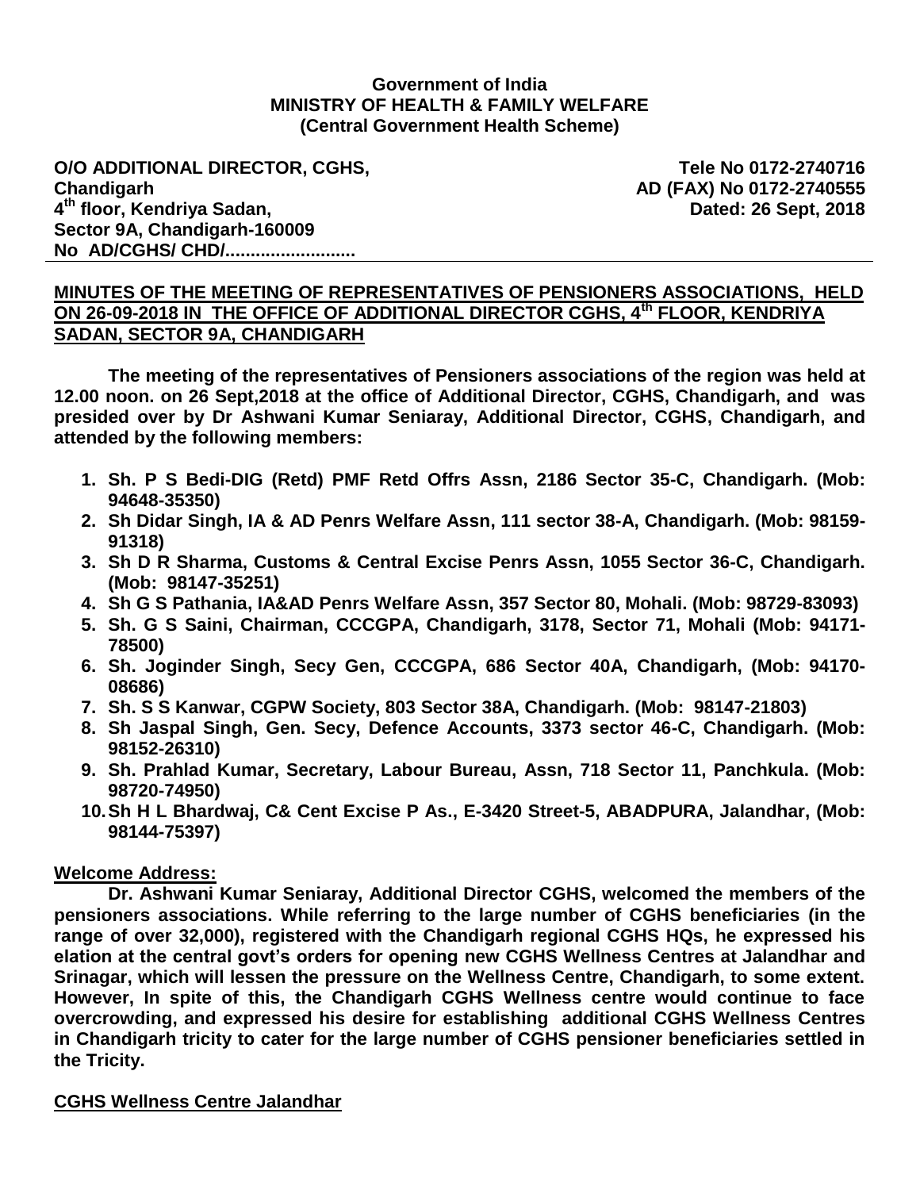**Government of India**
**MINISTRY OF HEALTH & FAMILY WELFARE**
**(Central Government Health Scheme)**

**O/O ADDITIONAL DIRECTOR, CGHS,**
**Chandigarh**
**4th floor, Kendriya Sadan,**
**Sector 9A, Chandigarh-160009**
**No AD/CGHS/ CHD/..........................**

**Tele No 0172-2740716**
**AD (FAX) No 0172-2740555**
**Dated: 26 Sept, 2018**

---

## MINUTES OF THE MEETING OF REPRESENTATIVES OF PENSIONERS ASSOCIATIONS, HELD ON 26-09-2018 IN THE OFFICE OF ADDITIONAL DIRECTOR CGHS, 4th FLOOR, KENDRIYA SADAN, SECTOR 9A, CHANDIGARH

**The meeting of the representatives of Pensioners associations of the region was held at 12.00 noon. on 26 Sept,2018 at the office of Additional Director, CGHS, Chandigarh, and was presided over by Dr Ashwani Kumar Seniaray, Additional Director, CGHS, Chandigarh, and attended by the following members:**

1. **Sh. P S Bedi-DIG (Retd) PMF Retd Offrs Assn, 2186 Sector 35-C, Chandigarh. (Mob: 94648-35350)**
2. **Sh Didar Singh, IA & AD Penrs Welfare Assn, 111 sector 38-A, Chandigarh. (Mob: 98159-91318)**
3. **Sh D R Sharma, Customs & Central Excise Penrs Assn, 1055 Sector 36-C, Chandigarh. (Mob: 98147-35251)**
4. **Sh G S Pathania, IA&AD Penrs Welfare Assn, 357 Sector 80, Mohali. (Mob: 98729-83093)**
5. **Sh. G S Saini, Chairman, CCCGPA, Chandigarh, 3178, Sector 71, Mohali (Mob: 94171-78500)**
6. **Sh. Joginder Singh, Secy Gen, CCCGPA, 686 Sector 40A, Chandigarh, (Mob: 94170-08686)**
7. **Sh. S S Kanwar, CGPW Society, 803 Sector 38A, Chandigarh. (Mob: 98147-21803)**
8. **Sh Jaspal Singh, Gen. Secy, Defence Accounts, 3373 sector 46-C, Chandigarh. (Mob: 98152-26310)**
9. **Sh. Prahlad Kumar, Secretary, Labour Bureau, Assn, 718 Sector 11, Panchkula. (Mob: 98720-74950)**
10. **Sh H L Bhardwaj, C& Cent Excise P As., E-3420 Street-5, ABADPURA, Jalandhar, (Mob: 98144-75397)**

### Welcome Address:

**Dr. Ashwani Kumar Seniaray, Additional Director CGHS, welcomed the members of the pensioners associations. While referring to the large number of CGHS beneficiaries (in the range of over 32,000), registered with the Chandigarh regional CGHS HQs, he expressed his elation at the central govt's orders for opening new CGHS Wellness Centres at Jalandhar and Srinagar, which will lessen the pressure on the Wellness Centre, Chandigarh, to some extent. However, In spite of this, the Chandigarh CGHS Wellness centre would continue to face overcrowding, and expressed his desire for establishing additional CGHS Wellness Centres in Chandigarh tricity to cater for the large number of CGHS pensioner beneficiaries settled in the Tricity.**

### CGHS Wellness Centre Jalandhar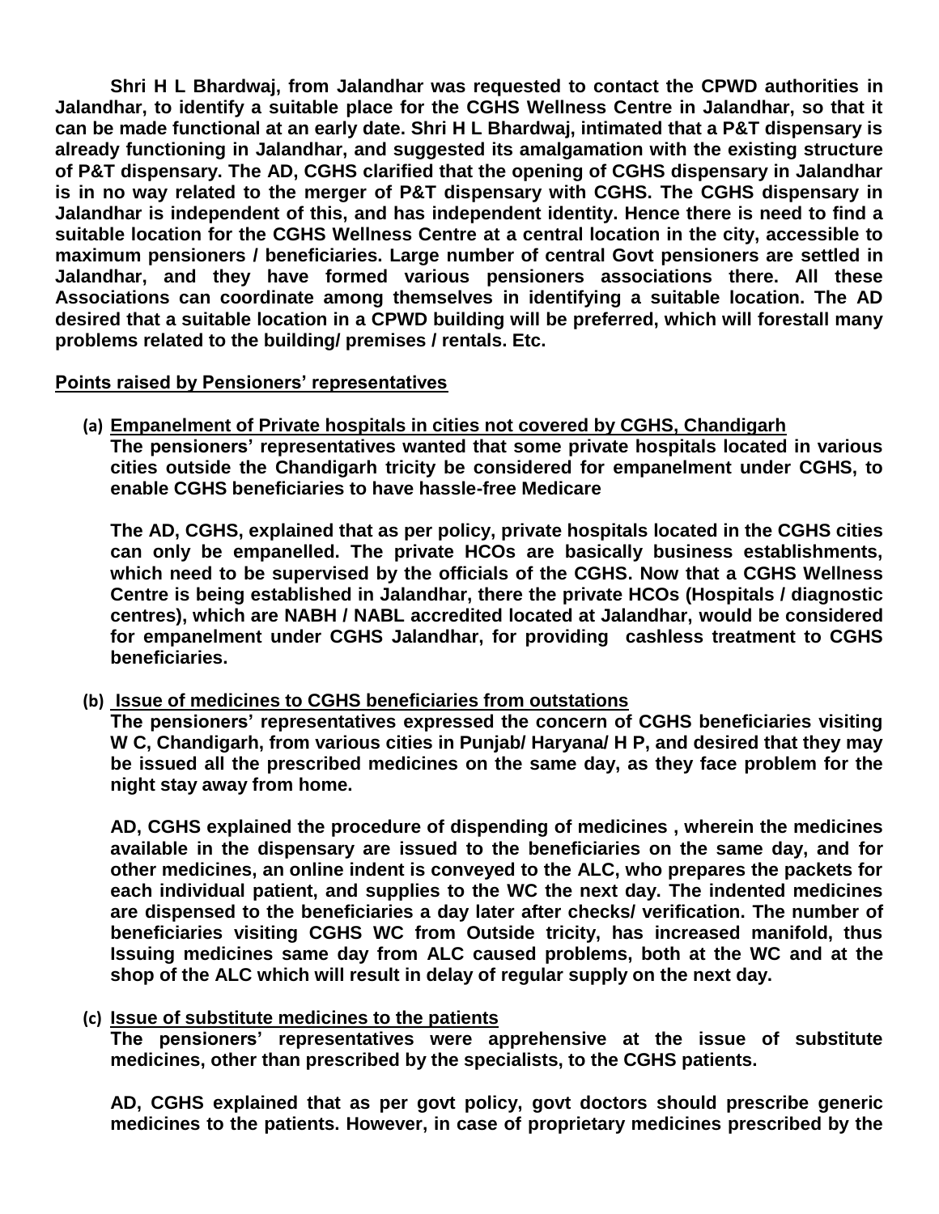**Shri H L Bhardwaj, from Jalandhar was requested to contact the CPWD authorities in Jalandhar, to identify a suitable place for the CGHS Wellness Centre in Jalandhar, so that it can be made functional at an early date. Shri H L Bhardwaj, intimated that a P&T dispensary is already functioning in Jalandhar, and suggested its amalgamation with the existing structure of P&T dispensary. The AD, CGHS clarified that the opening of CGHS dispensary in Jalandhar is in no way related to the merger of P&T dispensary with CGHS. The CGHS dispensary in Jalandhar is independent of this, and has independent identity. Hence there is need to find a suitable location for the CGHS Wellness Centre at a central location in the city, accessible to maximum pensioners / beneficiaries. Large number of central Govt pensioners are settled in Jalandhar, and they have formed various pensioners associations there. All these Associations can coordinate among themselves in identifying a suitable location. The AD desired that a suitable location in a CPWD building will be preferred, which will forestall many problems related to the building/ premises / rentals. Etc.**

**<u>Points raised by Pensioners' representatives</u>**

**(a) <u>Empanelment of Private hospitals in cities not covered by CGHS, Chandigarh</u>**
**The pensioners' representatives wanted that some private hospitals located in various cities outside the Chandigarh tricity be considered for empanelment under CGHS, to enable CGHS beneficiaries to have hassle-free Medicare**

**The AD, CGHS, explained that as per policy, private hospitals located in the CGHS cities can only be empanelled. The private HCOs are basically business establishments, which need to be supervised by the officials of the CGHS. Now that a CGHS Wellness Centre is being established in Jalandhar, there the private HCOs (Hospitals / diagnostic centres), which are NABH / NABL accredited located at Jalandhar, would be considered for empanelment under CGHS Jalandhar, for providing cashless treatment to CGHS beneficiaries.**

**(b) <u>Issue of medicines to CGHS beneficiaries from outstations</u>**
**The pensioners' representatives expressed the concern of CGHS beneficiaries visiting W C, Chandigarh, from various cities in Punjab/ Haryana/ H P, and desired that they may be issued all the prescribed medicines on the same day, as they face problem for the night stay away from home.**

**AD, CGHS explained the procedure of dispending of medicines , wherein the medicines available in the dispensary are issued to the beneficiaries on the same day, and for other medicines, an online indent is conveyed to the ALC, who prepares the packets for each individual patient, and supplies to the WC the next day. The indented medicines are dispensed to the beneficiaries a day later after checks/ verification. The number of beneficiaries visiting CGHS WC from Outside tricity, has increased manifold, thus Issuing medicines same day from ALC caused problems, both at the WC and at the shop of the ALC which will result in delay of regular supply on the next day.**

**(c) <u>Issue of substitute medicines to the patients</u>**
**The pensioners' representatives were apprehensive at the issue of substitute medicines, other than prescribed by the specialists, to the CGHS patients.**

**AD, CGHS explained that as per govt policy, govt doctors should prescribe generic medicines to the patients. However, in case of proprietary medicines prescribed by the**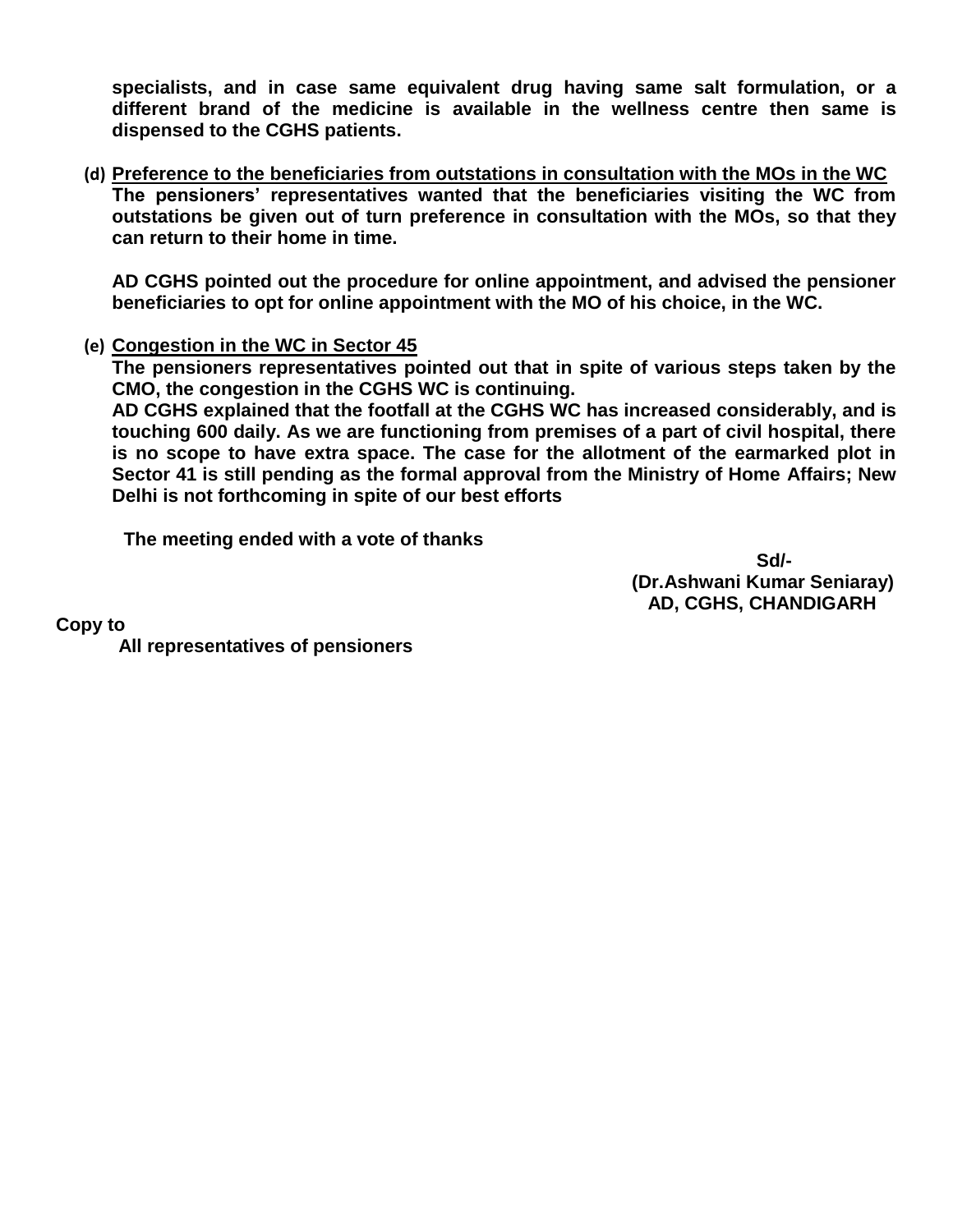**specialists, and in case same equivalent drug having same salt formulation, or a different brand of the medicine is available in the wellness centre then same is dispensed to the CGHS patients.**

**(d) <u>Preference to the beneficiaries from outstations in consultation with the MOs in the WC</u>**
**The pensioners' representatives wanted that the beneficiaries visiting the WC from outstations be given out of turn preference in consultation with the MOs, so that they can return to their home in time.**

**AD CGHS pointed out the procedure for online appointment, and advised the pensioner beneficiaries to opt for online appointment with the MO of his choice, in the WC.**

**(e) <u>Congestion in the WC in Sector 45</u>**
**The pensioners representatives pointed out that in spite of various steps taken by the CMO, the congestion in the CGHS WC is continuing.**
**AD CGHS explained that the footfall at the CGHS WC has increased considerably, and is touching 600 daily. As we are functioning from premises of a part of civil hospital, there is no scope to have extra space. The case for the allotment of the earmarked plot in Sector 41 is still pending as the formal approval from the Ministry of Home Affairs; New Delhi is not forthcoming in spite of our best efforts**

**The meeting ended with a vote of thanks**

**Sd/-**
**(Dr.Ashwani Kumar Seniaray)**
**AD, CGHS, CHANDIGARH**

**Copy to**
**All representatives of pensioners**